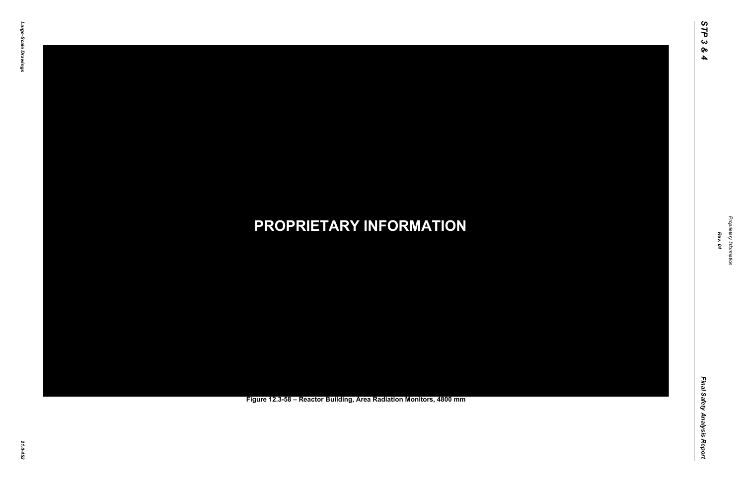**PROPRIETARY INFORMATION**

Figure 12.3-58 – Reactor Building, Area Radiation Monitors, 4800 mm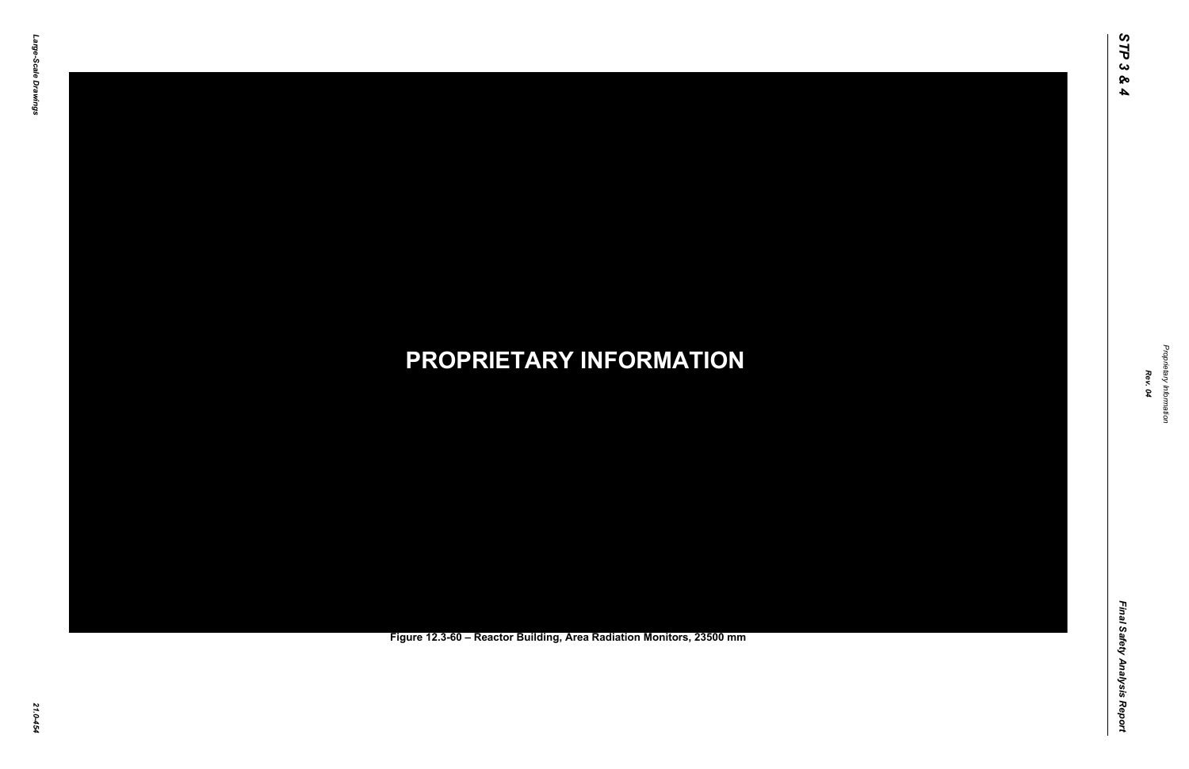**PROPRIETARY INFORMATION**

**Figure 12.3-60 – Reactor Building, Area Radiation Monitors, 23500 mm**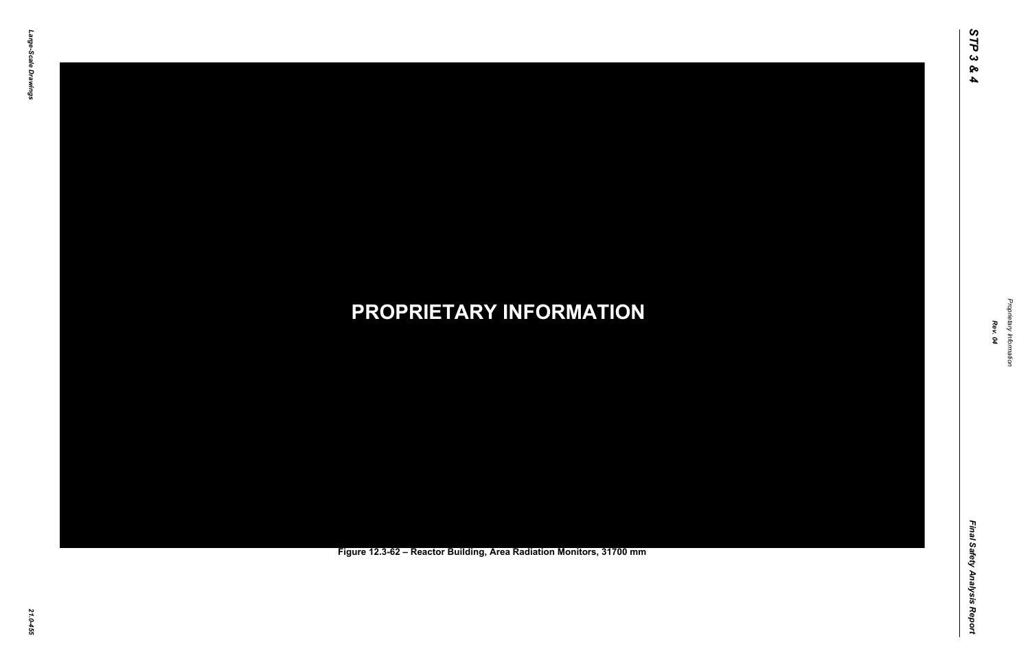**PROPRIETARY INFORMATION**

Figure 12.3-62 – Reactor Building, Area Radiation Monitors, 31700 mm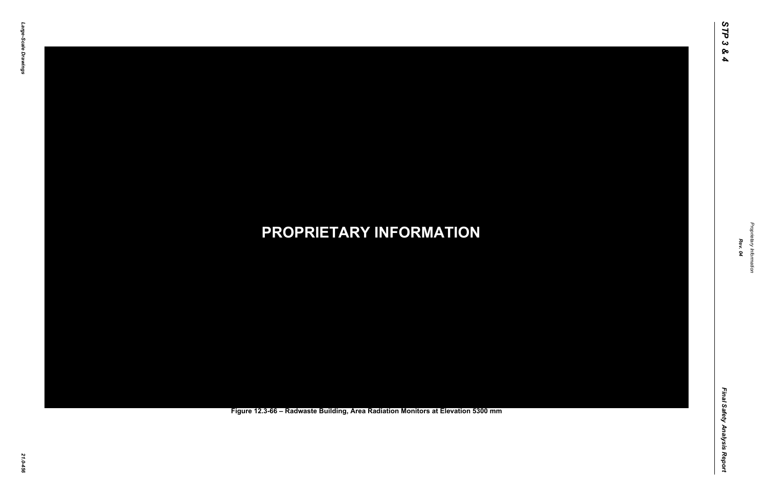**PROPRIETARY INFORMATION**

Figure 12.3-66 – Radwaste Building, Area Radiation Monitors at Elevation 5300 mm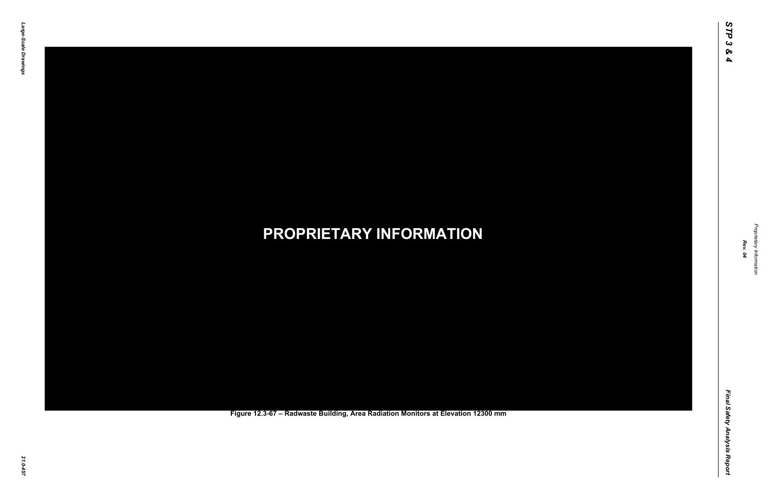PROPRIETARY INFORMATION

Figure 12.3-67 – Radwaste Building, Area Radiation Monitors at Elevation 12300 mm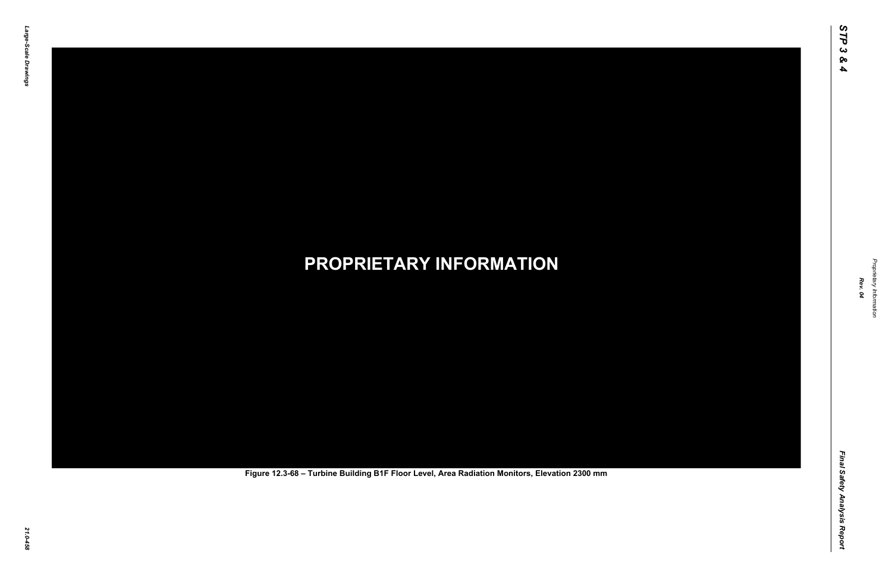PROPRIETARY INFORMATION

Figure 12.3-68 – Turbine Building B1F Floor Level, Area Radiation Monitors, Elevation 2300 mm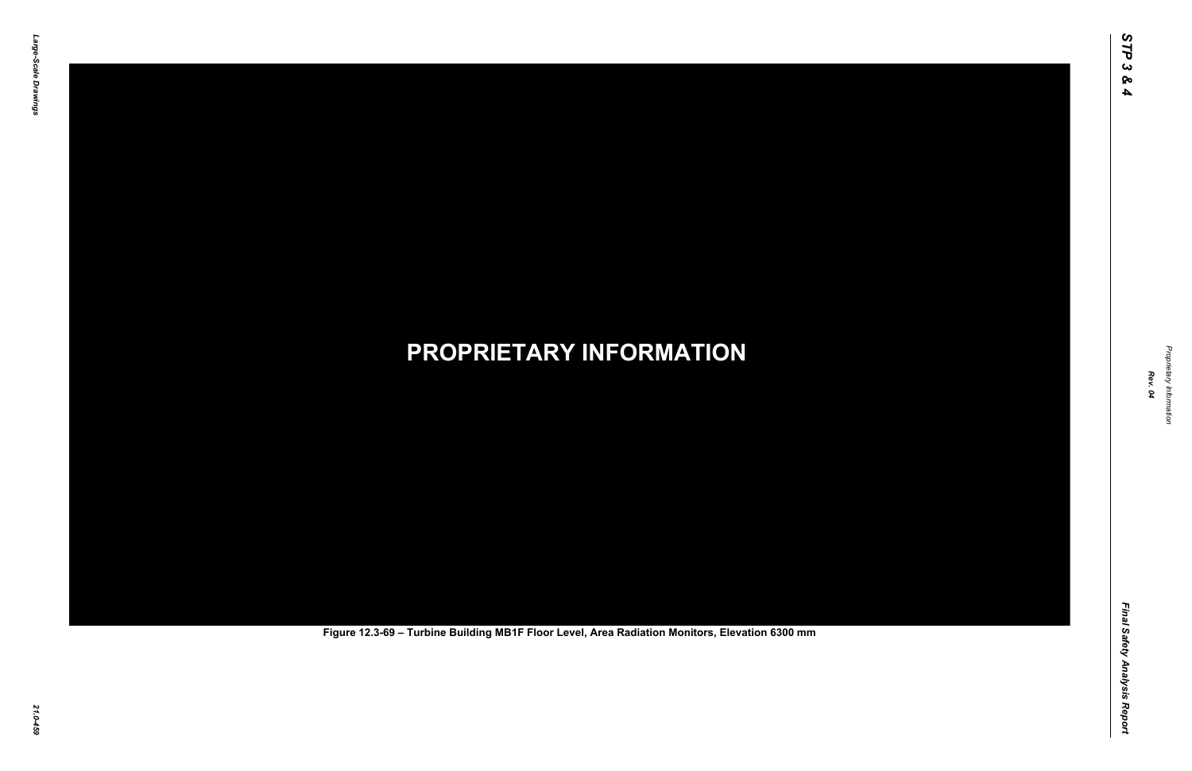**PROPRIETARY INFORMATION**

Figure 12.3-69 – Turbine Building MB1F Floor Level, Area Radiation Monitors, Elevation 6300 mm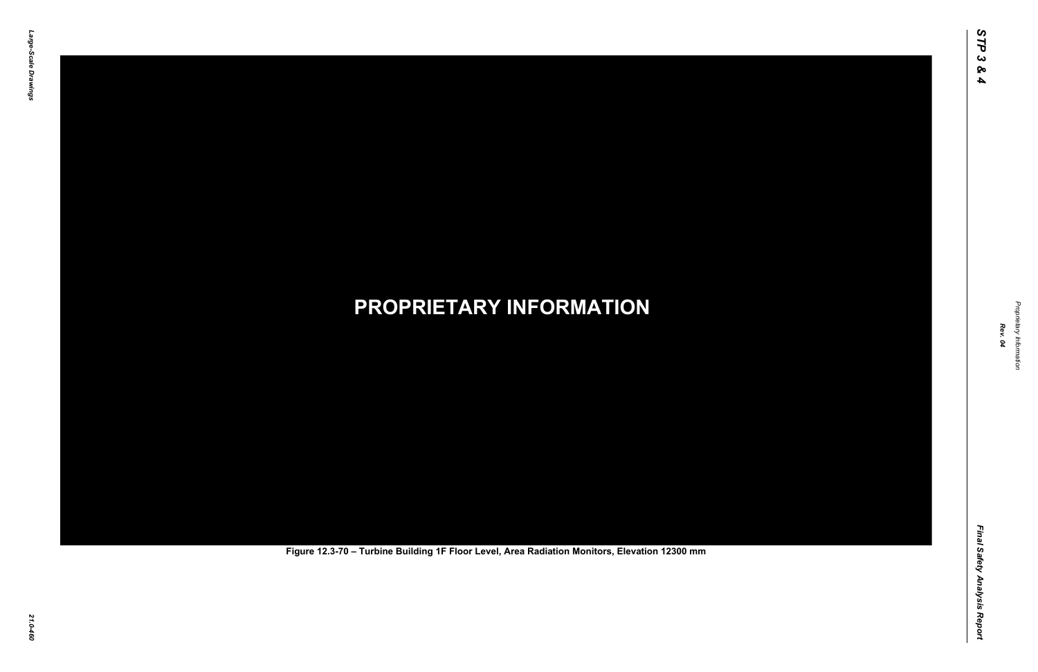**PROPRIETARY INFORMATION**

Figure 12.3-70 – Turbine Building 1F Floor Level, Area Radiation Monitors, Elevation 12300 mm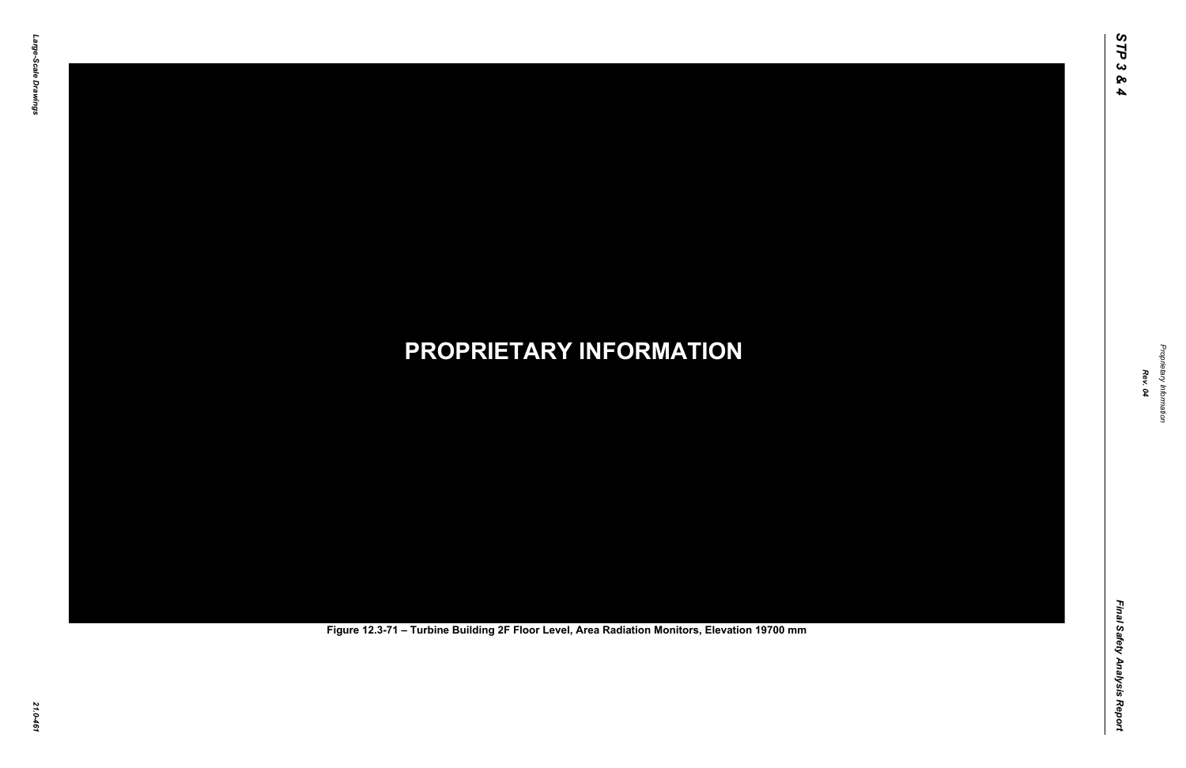**PROPRIETARY INFORMATION**

Figure 12.3-71 – Turbine Building 2F Floor Level, Area Radiation Monitors, Elevation 19700 mm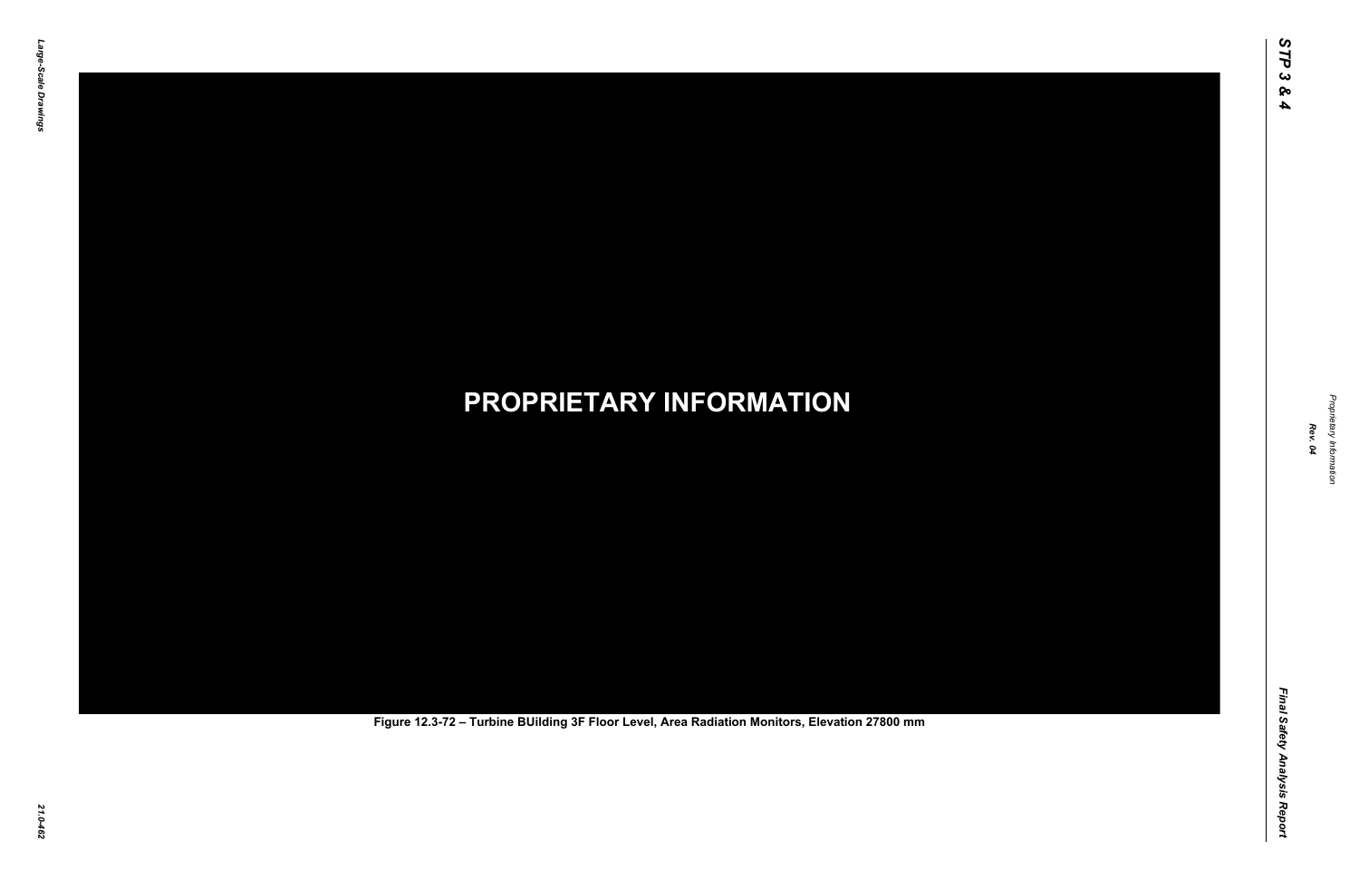**PROPRIETARY INFORMATION**

Figure 12.3-72 – Turbine BUilding 3F Floor Level, Area Radiation Monitors, Elevation 27800 mm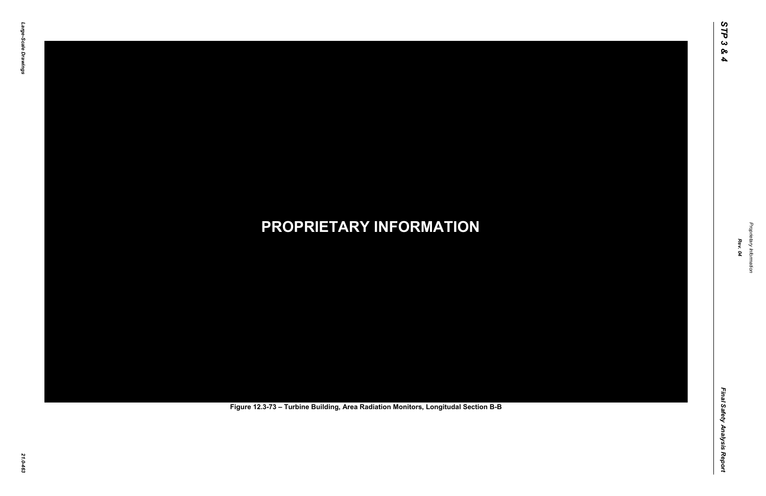**PROPRIETARY INFORMATION**

Figure 12.3-73 – Turbine Building, Area Radiation Monitors, Longitudal Section B-B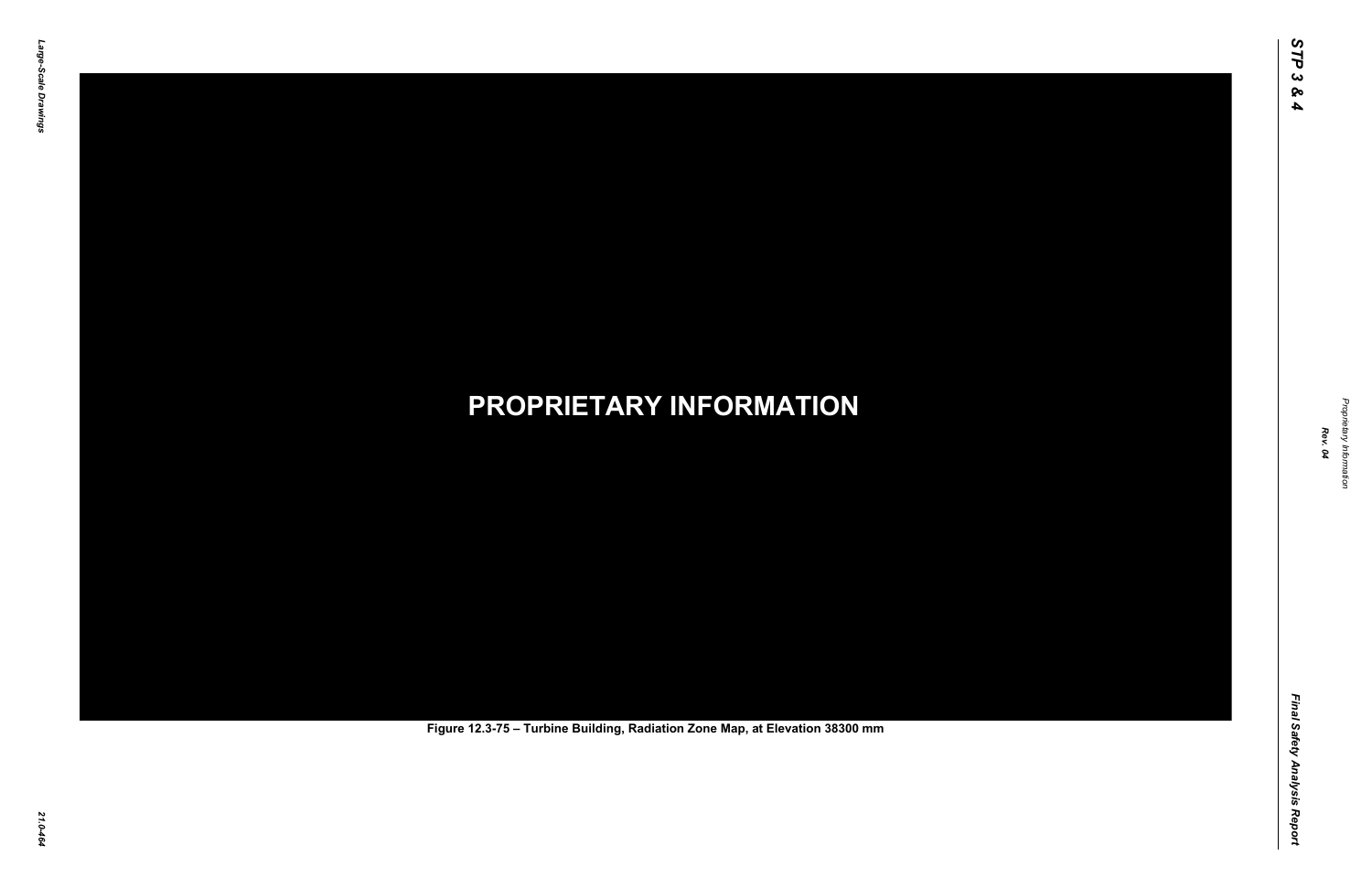**PROPRIETARY INFORMATION**

Figure 12.3-75 – Turbine Building, Radiation Zone Map, at Elevation 38300 mm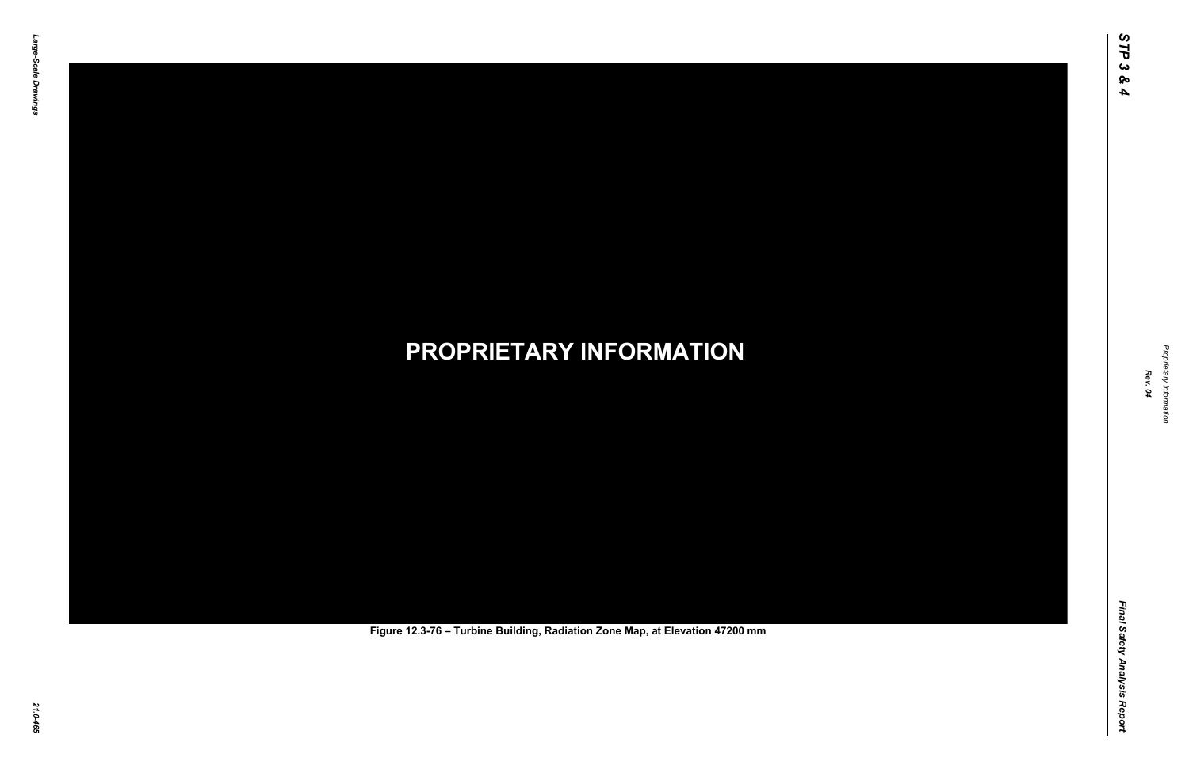**PROPRIETARY INFORMATION**

Figure 12.3-76 – Turbine Building, Radiation Zone Map, at Elevation 47200 mm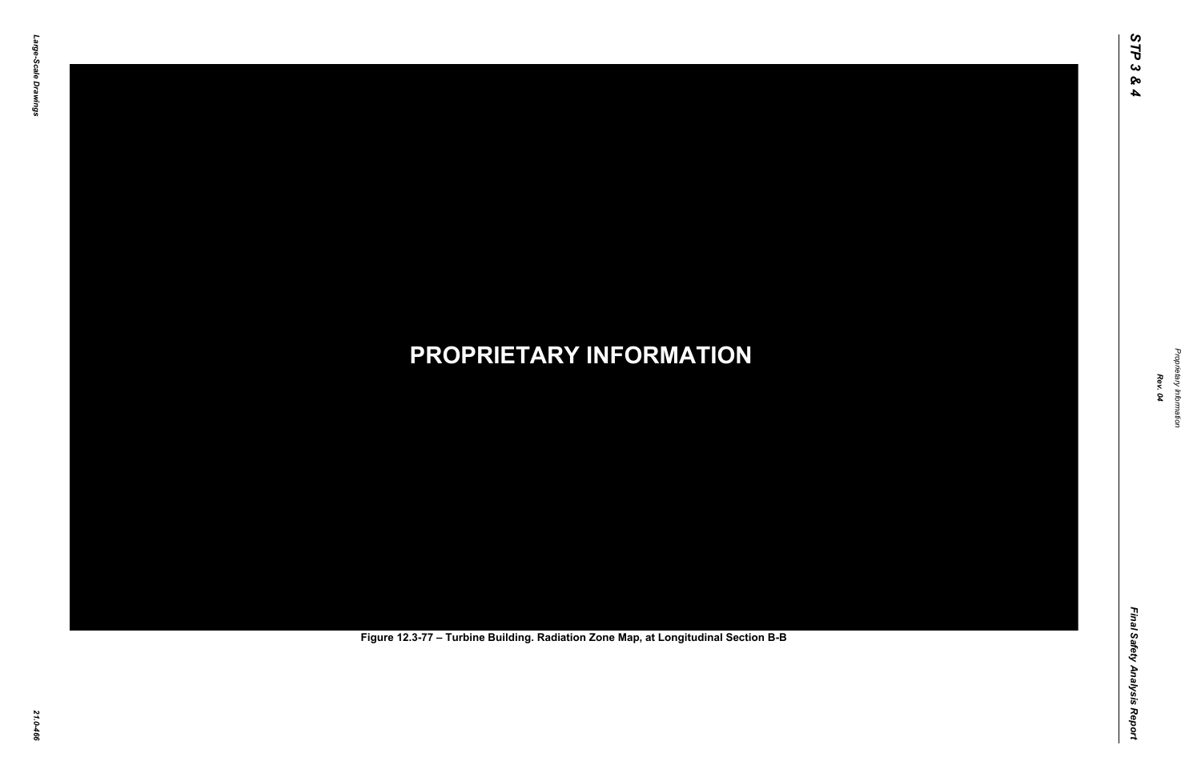**PROPRIETARY INFORMATION**

Figure 12.3-77 – Turbine Building. Radiation Zone Map, at Longitudinal Section B-B